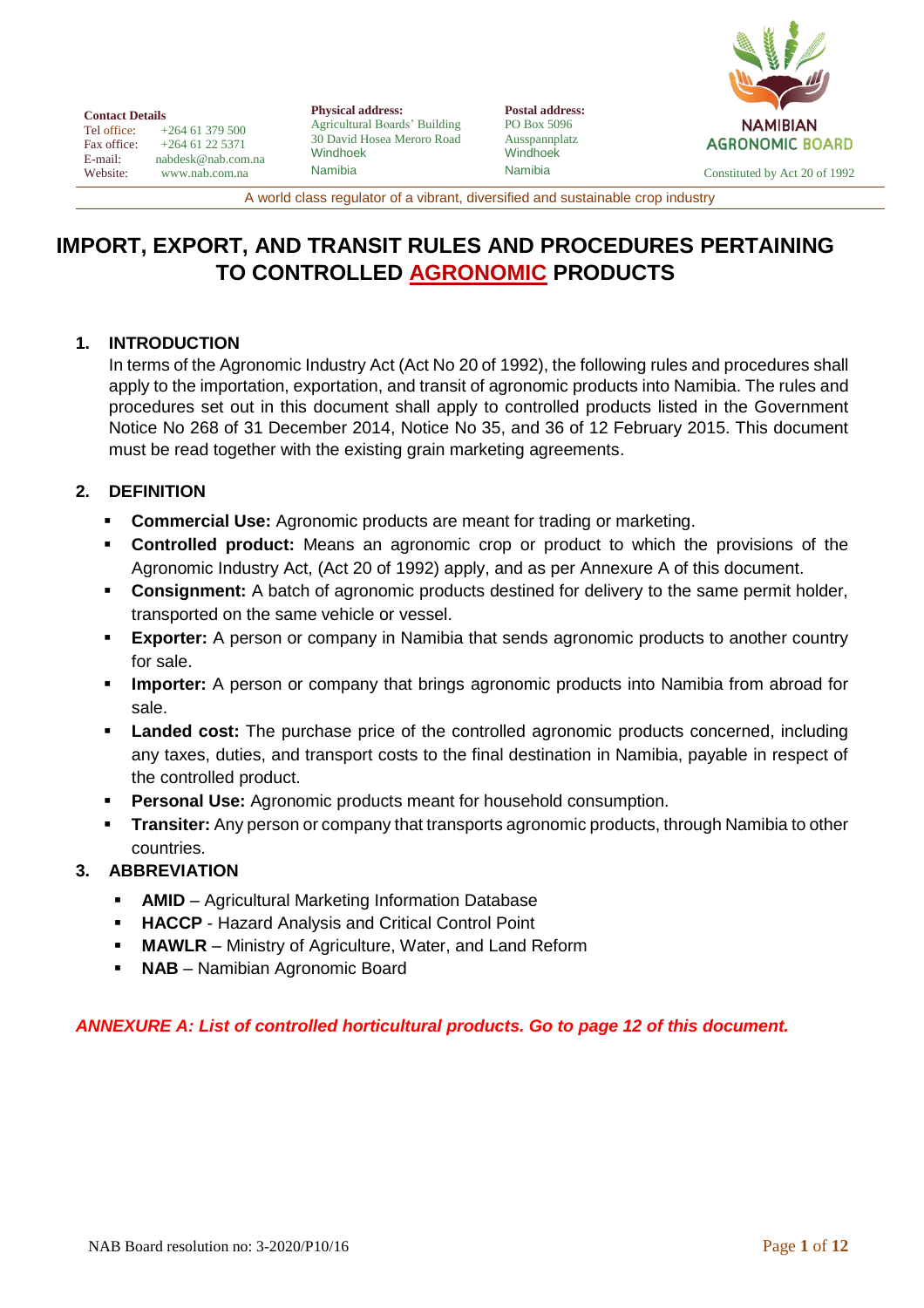**Contact Details**
Tel office: +264 61 379 500
Fax office: +264 61 22 5371
E-mail: nabdesk@nab.com.na
Website: www.nab.com.na

**Physical address:**
Agricultural Boards' Building
30 David Hosea Meroro Road
Windhoek
Namibia

**Postal address:**
PO Box 5096
Ausspannplatz
Windhoek
Namibia

NAMIBIAN AGRONOMIC BOARD
Constituted by Act 20 of 1992

A world class regulator of a vibrant, diversified and sustainable crop industry

# IMPORT, EXPORT, AND TRANSIT RULES AND PROCEDURES PERTAINING TO CONTROLLED AGRONOMIC PRODUCTS

## 1. INTRODUCTION

In terms of the Agronomic Industry Act (Act No 20 of 1992), the following rules and procedures shall apply to the importation, exportation, and transit of agronomic products into Namibia. The rules and procedures set out in this document shall apply to controlled products listed in the Government Notice No 268 of 31 December 2014, Notice No 35, and 36 of 12 February 2015. This document must be read together with the existing grain marketing agreements.

## 2. DEFINITION

- **Commercial Use:** Agronomic products are meant for trading or marketing.
- **Controlled product:** Means an agronomic crop or product to which the provisions of the Agronomic Industry Act, (Act 20 of 1992) apply, and as per Annexure A of this document.
- **Consignment:** A batch of agronomic products destined for delivery to the same permit holder, transported on the same vehicle or vessel.
- **Exporter:** A person or company in Namibia that sends agronomic products to another country for sale.
- **Importer:** A person or company that brings agronomic products into Namibia from abroad for sale.
- **Landed cost:** The purchase price of the controlled agronomic products concerned, including any taxes, duties, and transport costs to the final destination in Namibia, payable in respect of the controlled product.
- **Personal Use:** Agronomic products meant for household consumption.
- **Transiter:** Any person or company that transports agronomic products, through Namibia to other countries.

## 3. ABBREVIATION

- **AMID** – Agricultural Marketing Information Database
- **HACCP** - Hazard Analysis and Critical Control Point
- **MAWLR** – Ministry of Agriculture, Water, and Land Reform
- **NAB** – Namibian Agronomic Board

***ANNEXURE A: List of controlled horticultural products. Go to page 12 of this document.***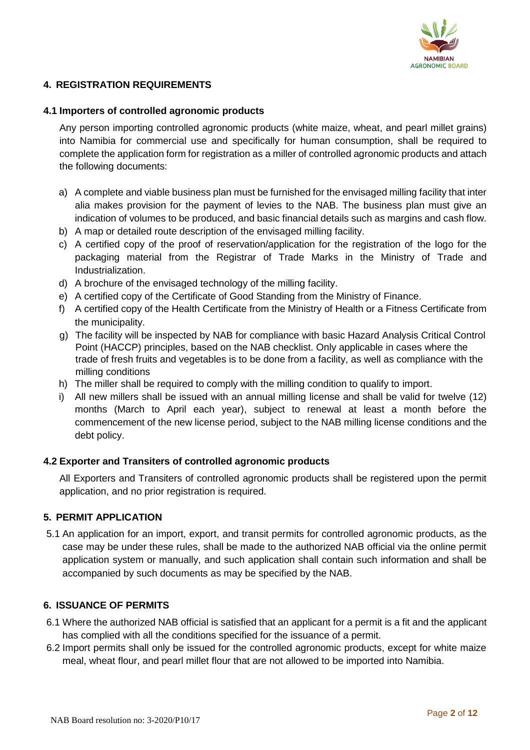## 4. REGISTRATION REQUIREMENTS

### 4.1 Importers of controlled agronomic products

Any person importing controlled agronomic products (white maize, wheat, and pearl millet grains) into Namibia for commercial use and specifically for human consumption, shall be required to complete the application form for registration as a miller of controlled agronomic products and attach the following documents:

a) A complete and viable business plan must be furnished for the envisaged milling facility that inter alia makes provision for the payment of levies to the NAB. The business plan must give an indication of volumes to be produced, and basic financial details such as margins and cash flow.
b) A map or detailed route description of the envisaged milling facility.
c) A certified copy of the proof of reservation/application for the registration of the logo for the packaging material from the Registrar of Trade Marks in the Ministry of Trade and Industrialization.
d) A brochure of the envisaged technology of the milling facility.
e) A certified copy of the Certificate of Good Standing from the Ministry of Finance.
f) A certified copy of the Health Certificate from the Ministry of Health or a Fitness Certificate from the municipality.
g) The facility will be inspected by NAB for compliance with basic Hazard Analysis Critical Control Point (HACCP) principles, based on the NAB checklist. Only applicable in cases where the trade of fresh fruits and vegetables is to be done from a facility, as well as compliance with the milling conditions
h) The miller shall be required to comply with the milling condition to qualify to import.
i) All new millers shall be issued with an annual milling license and shall be valid for twelve (12) months (March to April each year), subject to renewal at least a month before the commencement of the new license period, subject to the NAB milling license conditions and the debt policy.

### 4.2 Exporter and Transiters of controlled agronomic products

All Exporters and Transiters of controlled agronomic products shall be registered upon the permit application, and no prior registration is required.

## 5. PERMIT APPLICATION

5.1 An application for an import, export, and transit permits for controlled agronomic products, as the case may be under these rules, shall be made to the authorized NAB official via the online permit application system or manually, and such application shall contain such information and shall be accompanied by such documents as may be specified by the NAB.

## 6. ISSUANCE OF PERMITS

6.1 Where the authorized NAB official is satisfied that an applicant for a permit is a fit and the applicant has complied with all the conditions specified for the issuance of a permit.

6.2 Import permits shall only be issued for the controlled agronomic products, except for white maize meal, wheat flour, and pearl millet flour that are not allowed to be imported into Namibia.

NAB Board resolution no: 3-2020/P10/17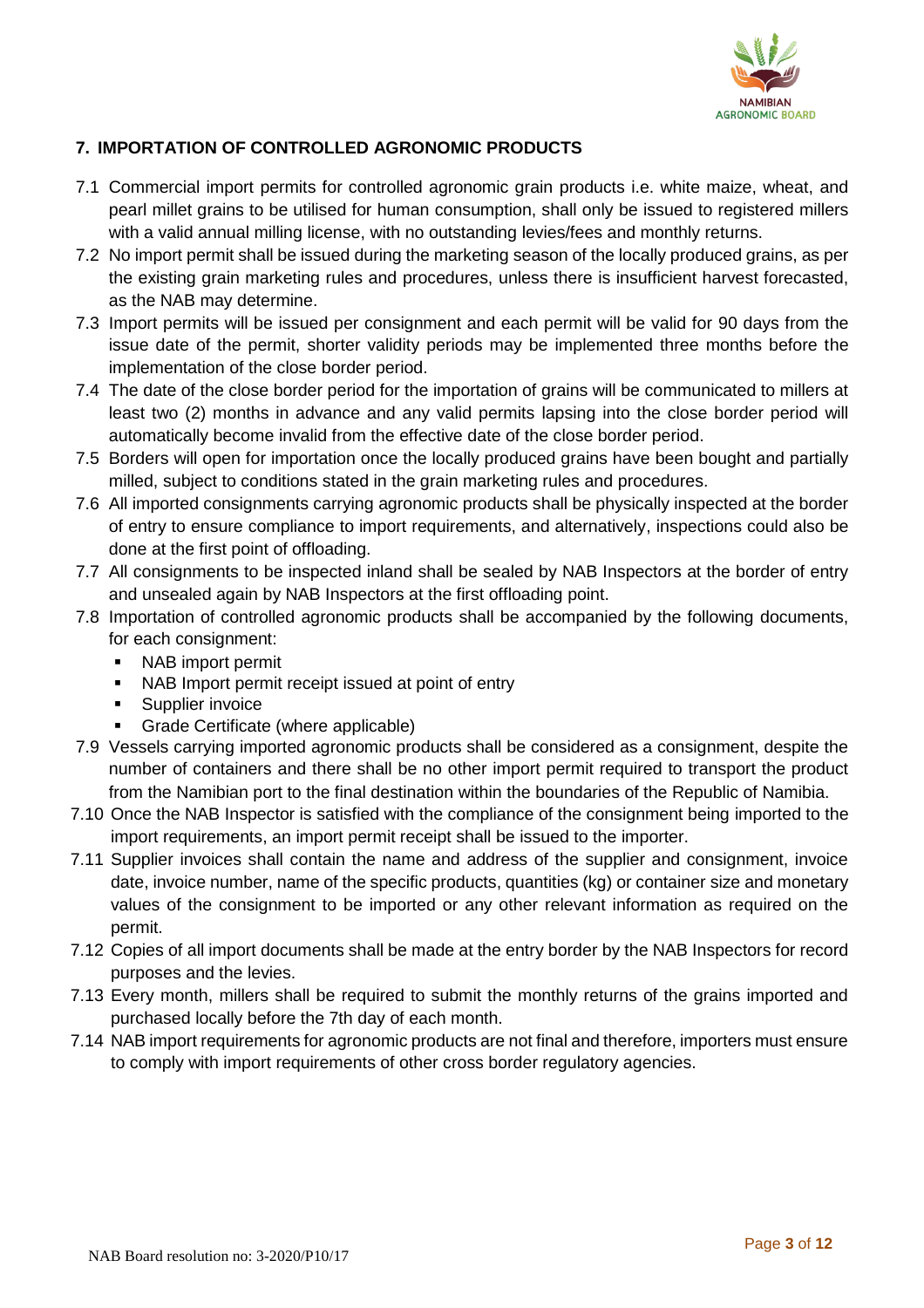## 7. IMPORTATION OF CONTROLLED AGRONOMIC PRODUCTS

7.1 Commercial import permits for controlled agronomic grain products i.e. white maize, wheat, and pearl millet grains to be utilised for human consumption, shall only be issued to registered millers with a valid annual milling license, with no outstanding levies/fees and monthly returns.

7.2 No import permit shall be issued during the marketing season of the locally produced grains, as per the existing grain marketing rules and procedures, unless there is insufficient harvest forecasted, as the NAB may determine.

7.3 Import permits will be issued per consignment and each permit will be valid for 90 days from the issue date of the permit, shorter validity periods may be implemented three months before the implementation of the close border period.

7.4 The date of the close border period for the importation of grains will be communicated to millers at least two (2) months in advance and any valid permits lapsing into the close border period will automatically become invalid from the effective date of the close border period.

7.5 Borders will open for importation once the locally produced grains have been bought and partially milled, subject to conditions stated in the grain marketing rules and procedures.

7.6 All imported consignments carrying agronomic products shall be physically inspected at the border of entry to ensure compliance to import requirements, and alternatively, inspections could also be done at the first point of offloading.

7.7 All consignments to be inspected inland shall be sealed by NAB Inspectors at the border of entry and unsealed again by NAB Inspectors at the first offloading point.

7.8 Importation of controlled agronomic products shall be accompanied by the following documents, for each consignment:

- NAB import permit
- NAB Import permit receipt issued at point of entry
- Supplier invoice
- Grade Certificate (where applicable)

7.9 Vessels carrying imported agronomic products shall be considered as a consignment, despite the number of containers and there shall be no other import permit required to transport the product from the Namibian port to the final destination within the boundaries of the Republic of Namibia.

7.10 Once the NAB Inspector is satisfied with the compliance of the consignment being imported to the import requirements, an import permit receipt shall be issued to the importer.

7.11 Supplier invoices shall contain the name and address of the supplier and consignment, invoice date, invoice number, name of the specific products, quantities (kg) or container size and monetary values of the consignment to be imported or any other relevant information as required on the permit.

7.12 Copies of all import documents shall be made at the entry border by the NAB Inspectors for record purposes and the levies.

7.13 Every month, millers shall be required to submit the monthly returns of the grains imported and purchased locally before the 7th day of each month.

7.14 NAB import requirements for agronomic products are not final and therefore, importers must ensure to comply with import requirements of other cross border regulatory agencies.

NAB Board resolution no: 3-2020/P10/17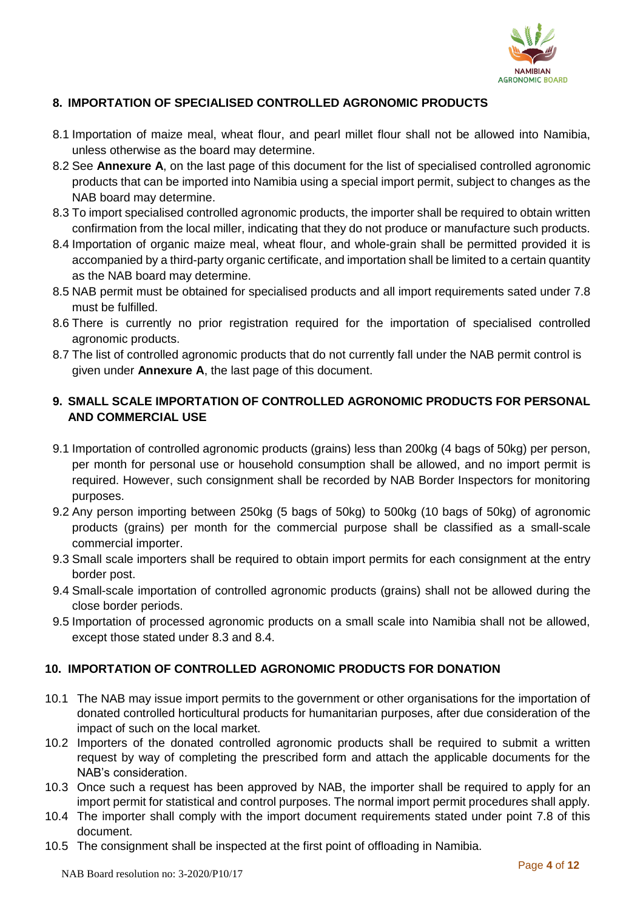## 8. IMPORTATION OF SPECIALISED CONTROLLED AGRONOMIC PRODUCTS

8.1 Importation of maize meal, wheat flour, and pearl millet flour shall not be allowed into Namibia, unless otherwise as the board may determine.

8.2 See **Annexure A**, on the last page of this document for the list of specialised controlled agronomic products that can be imported into Namibia using a special import permit, subject to changes as the NAB board may determine.

8.3 To import specialised controlled agronomic products, the importer shall be required to obtain written confirmation from the local miller, indicating that they do not produce or manufacture such products.

8.4 Importation of organic maize meal, wheat flour, and whole-grain shall be permitted provided it is accompanied by a third-party organic certificate, and importation shall be limited to a certain quantity as the NAB board may determine.

8.5 NAB permit must be obtained for specialised products and all import requirements sated under 7.8 must be fulfilled.

8.6 There is currently no prior registration required for the importation of specialised controlled agronomic products.

8.7 The list of controlled agronomic products that do not currently fall under the NAB permit control is given under **Annexure A**, the last page of this document.

## 9. SMALL SCALE IMPORTATION OF CONTROLLED AGRONOMIC PRODUCTS FOR PERSONAL AND COMMERCIAL USE

9.1 Importation of controlled agronomic products (grains) less than 200kg (4 bags of 50kg) per person, per month for personal use or household consumption shall be allowed, and no import permit is required. However, such consignment shall be recorded by NAB Border Inspectors for monitoring purposes.

9.2 Any person importing between 250kg (5 bags of 50kg) to 500kg (10 bags of 50kg) of agronomic products (grains) per month for the commercial purpose shall be classified as a small-scale commercial importer.

9.3 Small scale importers shall be required to obtain import permits for each consignment at the entry border post.

9.4 Small-scale importation of controlled agronomic products (grains) shall not be allowed during the close border periods.

9.5 Importation of processed agronomic products on a small scale into Namibia shall not be allowed, except those stated under 8.3 and 8.4.

## 10. IMPORTATION OF CONTROLLED AGRONOMIC PRODUCTS FOR DONATION

10.1 The NAB may issue import permits to the government or other organisations for the importation of donated controlled horticultural products for humanitarian purposes, after due consideration of the impact of such on the local market.

10.2 Importers of the donated controlled agronomic products shall be required to submit a written request by way of completing the prescribed form and attach the applicable documents for the NAB's consideration.

10.3 Once such a request has been approved by NAB, the importer shall be required to apply for an import permit for statistical and control purposes. The normal import permit procedures shall apply.

10.4 The importer shall comply with the import document requirements stated under point 7.8 of this document.

10.5 The consignment shall be inspected at the first point of offloading in Namibia.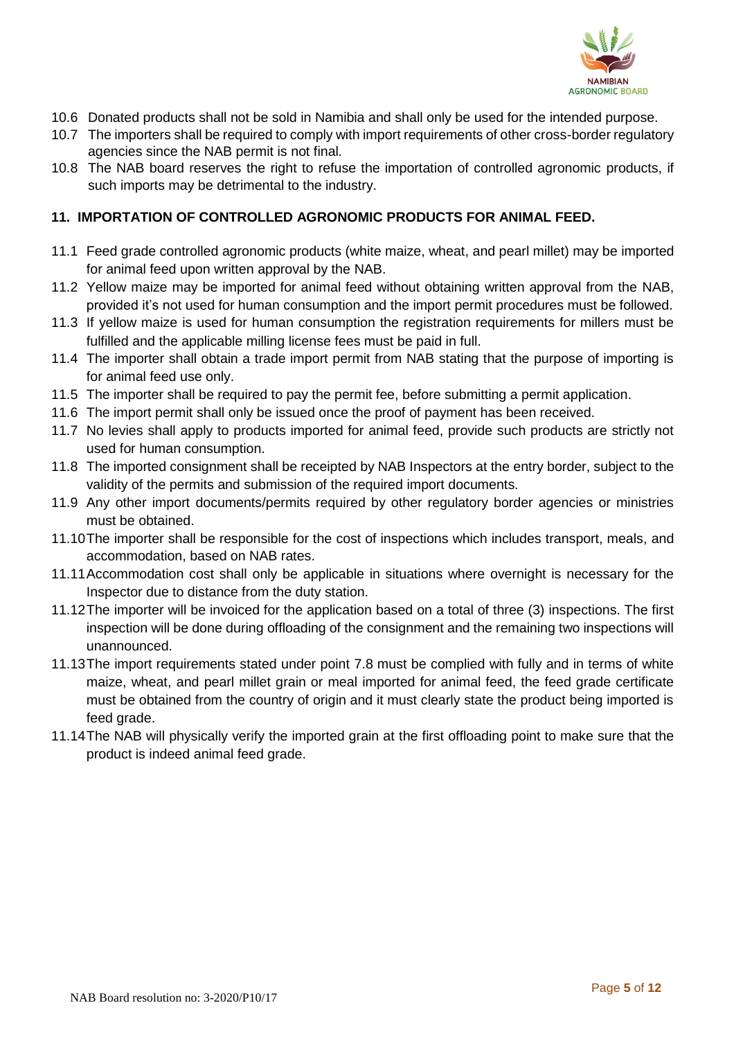10.6 Donated products shall not be sold in Namibia and shall only be used for the intended purpose.

10.7 The importers shall be required to comply with import requirements of other cross-border regulatory agencies since the NAB permit is not final.

10.8 The NAB board reserves the right to refuse the importation of controlled agronomic products, if such imports may be detrimental to the industry.

## 11. IMPORTATION OF CONTROLLED AGRONOMIC PRODUCTS FOR ANIMAL FEED.

11.1 Feed grade controlled agronomic products (white maize, wheat, and pearl millet) may be imported for animal feed upon written approval by the NAB.

11.2 Yellow maize may be imported for animal feed without obtaining written approval from the NAB, provided it's not used for human consumption and the import permit procedures must be followed.

11.3 If yellow maize is used for human consumption the registration requirements for millers must be fulfilled and the applicable milling license fees must be paid in full.

11.4 The importer shall obtain a trade import permit from NAB stating that the purpose of importing is for animal feed use only.

11.5 The importer shall be required to pay the permit fee, before submitting a permit application.

11.6 The import permit shall only be issued once the proof of payment has been received.

11.7 No levies shall apply to products imported for animal feed, provide such products are strictly not used for human consumption.

11.8 The imported consignment shall be receipted by NAB Inspectors at the entry border, subject to the validity of the permits and submission of the required import documents.

11.9 Any other import documents/permits required by other regulatory border agencies or ministries must be obtained.

11.10 The importer shall be responsible for the cost of inspections which includes transport, meals, and accommodation, based on NAB rates.

11.11 Accommodation cost shall only be applicable in situations where overnight is necessary for the Inspector due to distance from the duty station.

11.12 The importer will be invoiced for the application based on a total of three (3) inspections. The first inspection will be done during offloading of the consignment and the remaining two inspections will unannounced.

11.13 The import requirements stated under point 7.8 must be complied with fully and in terms of white maize, wheat, and pearl millet grain or meal imported for animal feed, the feed grade certificate must be obtained from the country of origin and it must clearly state the product being imported is feed grade.

11.14 The NAB will physically verify the imported grain at the first offloading point to make sure that the product is indeed animal feed grade.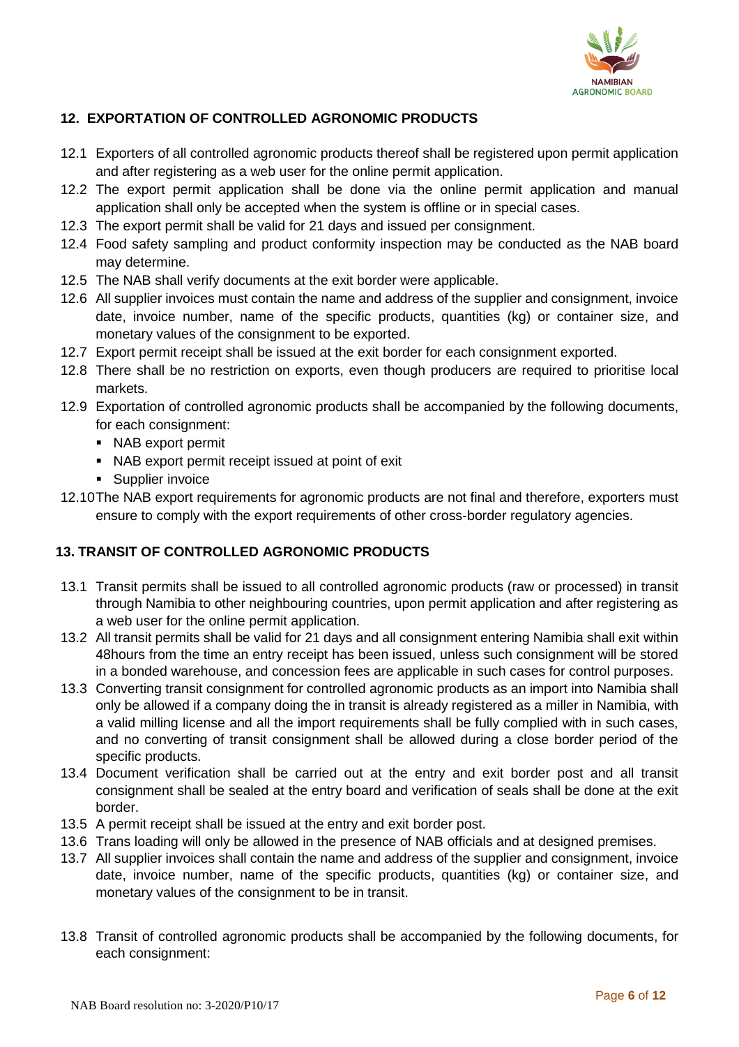## 12. EXPORTATION OF CONTROLLED AGRONOMIC PRODUCTS

12.1 Exporters of all controlled agronomic products thereof shall be registered upon permit application and after registering as a web user for the online permit application.

12.2 The export permit application shall be done via the online permit application and manual application shall only be accepted when the system is offline or in special cases.

12.3 The export permit shall be valid for 21 days and issued per consignment.

12.4 Food safety sampling and product conformity inspection may be conducted as the NAB board may determine.

12.5 The NAB shall verify documents at the exit border were applicable.

12.6 All supplier invoices must contain the name and address of the supplier and consignment, invoice date, invoice number, name of the specific products, quantities (kg) or container size, and monetary values of the consignment to be exported.

12.7 Export permit receipt shall be issued at the exit border for each consignment exported.

12.8 There shall be no restriction on exports, even though producers are required to prioritise local markets.

12.9 Exportation of controlled agronomic products shall be accompanied by the following documents, for each consignment:

- NAB export permit
- NAB export permit receipt issued at point of exit
- Supplier invoice

12.10 The NAB export requirements for agronomic products are not final and therefore, exporters must ensure to comply with the export requirements of other cross-border regulatory agencies.

## 13. TRANSIT OF CONTROLLED AGRONOMIC PRODUCTS

13.1 Transit permits shall be issued to all controlled agronomic products (raw or processed) in transit through Namibia to other neighbouring countries, upon permit application and after registering as a web user for the online permit application.

13.2 All transit permits shall be valid for 21 days and all consignment entering Namibia shall exit within 48hours from the time an entry receipt has been issued, unless such consignment will be stored in a bonded warehouse, and concession fees are applicable in such cases for control purposes.

13.3 Converting transit consignment for controlled agronomic products as an import into Namibia shall only be allowed if a company doing the in transit is already registered as a miller in Namibia, with a valid milling license and all the import requirements shall be fully complied with in such cases, and no converting of transit consignment shall be allowed during a close border period of the specific products.

13.4 Document verification shall be carried out at the entry and exit border post and all transit consignment shall be sealed at the entry board and verification of seals shall be done at the exit border.

13.5 A permit receipt shall be issued at the entry and exit border post.

13.6 Trans loading will only be allowed in the presence of NAB officials and at designed premises.

13.7 All supplier invoices shall contain the name and address of the supplier and consignment, invoice date, invoice number, name of the specific products, quantities (kg) or container size, and monetary values of the consignment to be in transit.

13.8 Transit of controlled agronomic products shall be accompanied by the following documents, for each consignment: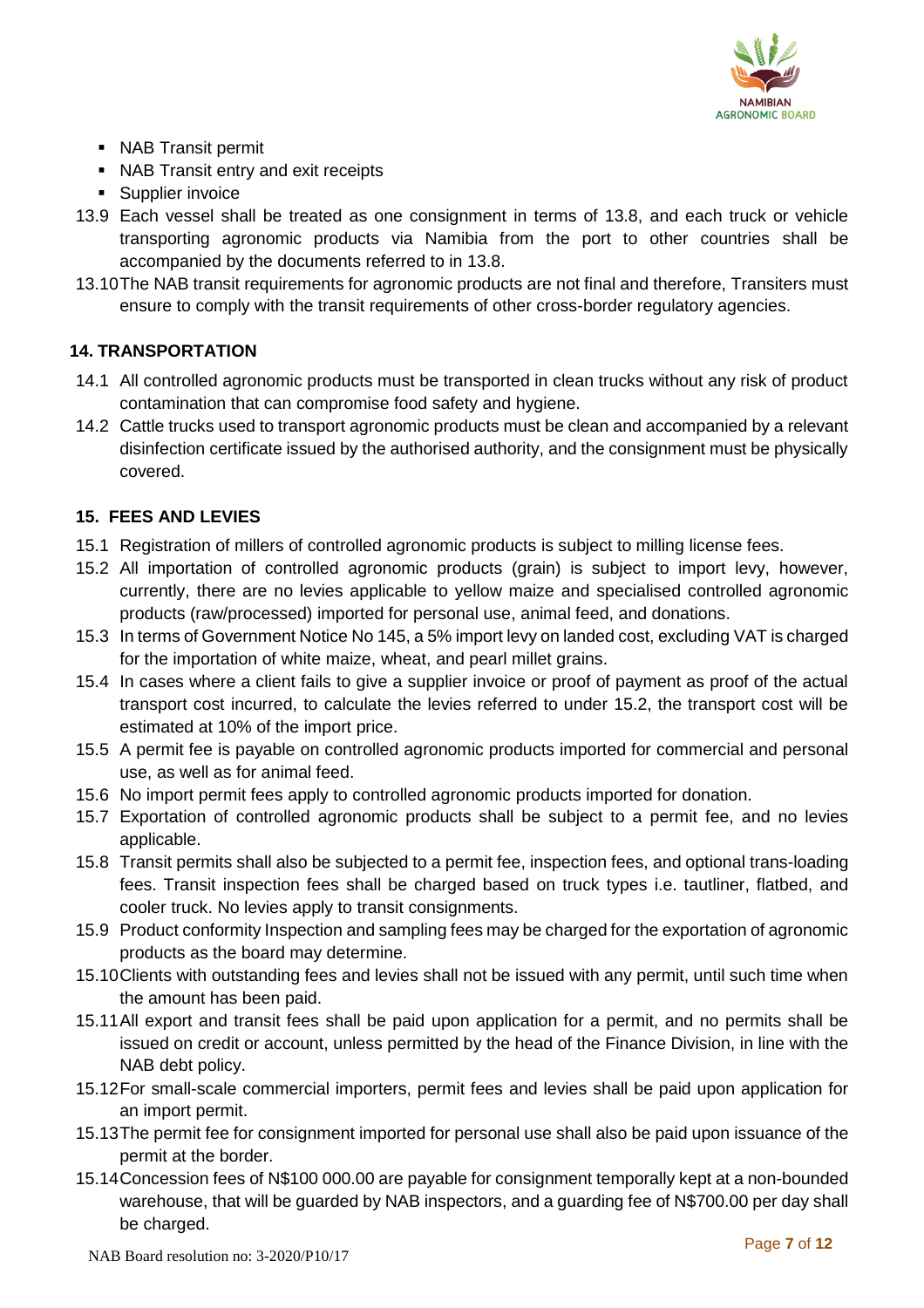- NAB Transit permit
- NAB Transit entry and exit receipts
- Supplier invoice

13.9 Each vessel shall be treated as one consignment in terms of 13.8, and each truck or vehicle transporting agronomic products via Namibia from the port to other countries shall be accompanied by the documents referred to in 13.8.

13.10 The NAB transit requirements for agronomic products are not final and therefore, Transiters must ensure to comply with the transit requirements of other cross-border regulatory agencies.

## 14. TRANSPORTATION

14.1 All controlled agronomic products must be transported in clean trucks without any risk of product contamination that can compromise food safety and hygiene.

14.2 Cattle trucks used to transport agronomic products must be clean and accompanied by a relevant disinfection certificate issued by the authorised authority, and the consignment must be physically covered.

## 15. FEES AND LEVIES

15.1 Registration of millers of controlled agronomic products is subject to milling license fees.

15.2 All importation of controlled agronomic products (grain) is subject to import levy, however, currently, there are no levies applicable to yellow maize and specialised controlled agronomic products (raw/processed) imported for personal use, animal feed, and donations.

15.3 In terms of Government Notice No 145, a 5% import levy on landed cost, excluding VAT is charged for the importation of white maize, wheat, and pearl millet grains.

15.4 In cases where a client fails to give a supplier invoice or proof of payment as proof of the actual transport cost incurred, to calculate the levies referred to under 15.2, the transport cost will be estimated at 10% of the import price.

15.5 A permit fee is payable on controlled agronomic products imported for commercial and personal use, as well as for animal feed.

15.6 No import permit fees apply to controlled agronomic products imported for donation.

15.7 Exportation of controlled agronomic products shall be subject to a permit fee, and no levies applicable.

15.8 Transit permits shall also be subjected to a permit fee, inspection fees, and optional trans-loading fees. Transit inspection fees shall be charged based on truck types i.e. tautliner, flatbed, and cooler truck. No levies apply to transit consignments.

15.9 Product conformity Inspection and sampling fees may be charged for the exportation of agronomic products as the board may determine.

15.10 Clients with outstanding fees and levies shall not be issued with any permit, until such time when the amount has been paid.

15.11 All export and transit fees shall be paid upon application for a permit, and no permits shall be issued on credit or account, unless permitted by the head of the Finance Division, in line with the NAB debt policy.

15.12 For small-scale commercial importers, permit fees and levies shall be paid upon application for an import permit.

15.13 The permit fee for consignment imported for personal use shall also be paid upon issuance of the permit at the border.

15.14 Concession fees of N$100 000.00 are payable for consignment temporally kept at a non-bounded warehouse, that will be guarded by NAB inspectors, and a guarding fee of N$700.00 per day shall be charged.

NAB Board resolution no: 3-2020/P10/17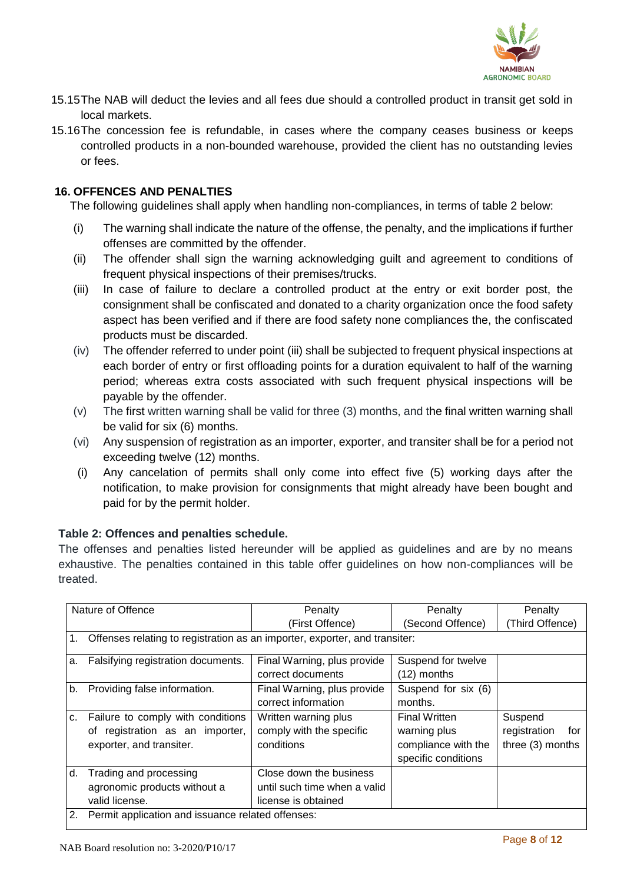15.15 The NAB will deduct the levies and all fees due should a controlled product in transit get sold in local markets.

15.16 The concession fee is refundable, in cases where the company ceases business or keeps controlled products in a non-bounded warehouse, provided the client has no outstanding levies or fees.

## 16. OFFENCES AND PENALTIES

The following guidelines shall apply when handling non-compliances, in terms of table 2 below:

(i) The warning shall indicate the nature of the offense, the penalty, and the implications if further offenses are committed by the offender.

(ii) The offender shall sign the warning acknowledging guilt and agreement to conditions of frequent physical inspections of their premises/trucks.

(iii) In case of failure to declare a controlled product at the entry or exit border post, the consignment shall be confiscated and donated to a charity organization once the food safety aspect has been verified and if there are food safety none compliances the, the confiscated products must be discarded.

(iv) The offender referred to under point (iii) shall be subjected to frequent physical inspections at each border of entry or first offloading points for a duration equivalent to half of the warning period; whereas extra costs associated with such frequent physical inspections will be payable by the offender.

(v) The first written warning shall be valid for three (3) months, and the final written warning shall be valid for six (6) months.

(vi) Any suspension of registration as an importer, exporter, and transiter shall be for a period not exceeding twelve (12) months.

(i) Any cancelation of permits shall only come into effect five (5) working days after the notification, to make provision for consignments that might already have been bought and paid for by the permit holder.

**Table 2: Offences and penalties schedule.**

The offenses and penalties listed hereunder will be applied as guidelines and are by no means exhaustive. The penalties contained in this table offer guidelines on how non-compliances will be treated.

| Nature of Offence | Penalty (First Offence) | Penalty (Second Offence) | Penalty (Third Offence) |
|---|---|---|---|
| 1. Offenses relating to registration as an importer, exporter, and transiter: | | | |
| a. Falsifying registration documents. | Final Warning, plus provide correct documents | Suspend for twelve (12) months | |
| b. Providing false information. | Final Warning, plus provide correct information | Suspend for six (6) months. | |
| c. Failure to comply with conditions of registration as an importer, exporter, and transiter. | Written warning plus comply with the specific conditions | Final Written warning plus compliance with the specific conditions | Suspend registration for three (3) months |
| d. Trading and processing agronomic products without a valid license. | Close down the business until such time when a valid license is obtained | | |
| 2. Permit application and issuance related offenses: | | | |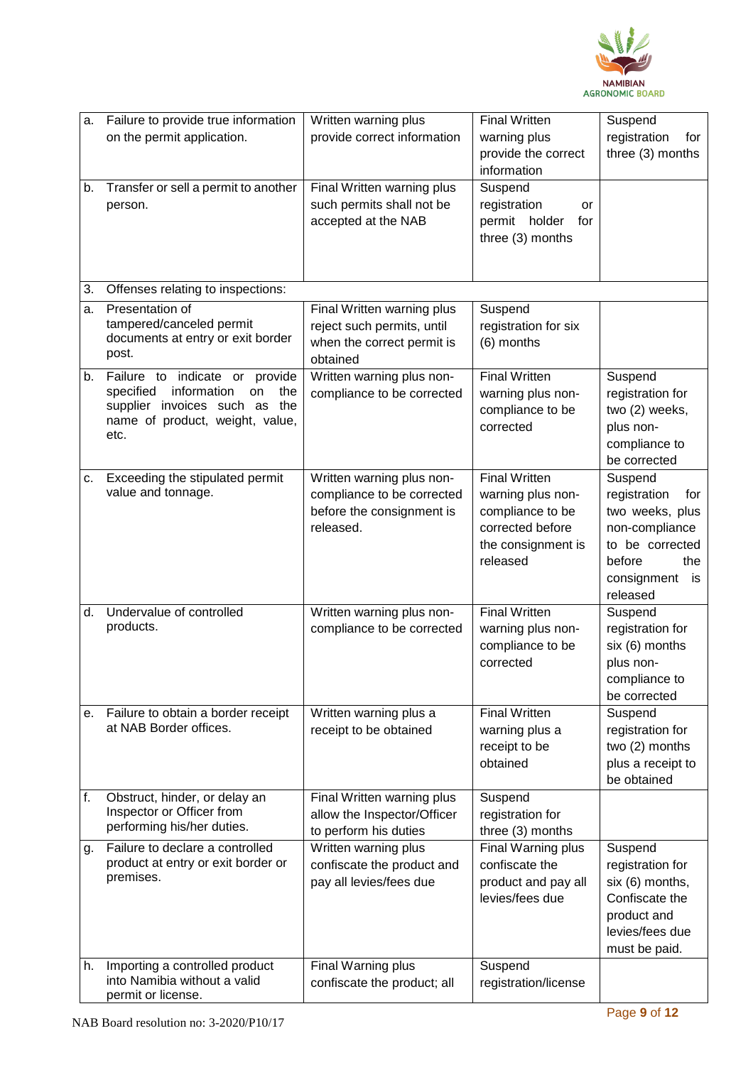| | | | | |
|---|---|---|---|---|
| a. | Failure to provide true information on the permit application. | Written warning plus provide correct information | Final Written warning plus provide the correct information | Suspend registration for three (3) months |
| b. | Transfer or sell a permit to another person. | Final Written warning plus such permits shall not be accepted at the NAB | Suspend registration or permit holder for three (3) months | |
| 3. | Offenses relating to inspections: | | | |
| a. | Presentation of tampered/canceled permit documents at entry or exit border post. | Final Written warning plus reject such permits, until when the correct permit is obtained | Suspend registration for six (6) months | |
| b. | Failure to indicate or provide specified information on the supplier invoices such as the name of product, weight, value, etc. | Written warning plus non-compliance to be corrected | Final Written warning plus non-compliance to be corrected | Suspend registration for two (2) weeks, plus non-compliance to be corrected |
| c. | Exceeding the stipulated permit value and tonnage. | Written warning plus non-compliance to be corrected before the consignment is released. | Final Written warning plus non-compliance to be corrected before the consignment is released | Suspend registration for two weeks, plus non-compliance to be corrected before the consignment is released |
| d. | Undervalue of controlled products. | Written warning plus non-compliance to be corrected | Final Written warning plus non-compliance to be corrected | Suspend registration for six (6) months plus non-compliance to be corrected |
| e. | Failure to obtain a border receipt at NAB Border offices. | Written warning plus a receipt to be obtained | Final Written warning plus a receipt to be obtained | Suspend registration for two (2) months plus a receipt to be obtained |
| f. | Obstruct, hinder, or delay an Inspector or Officer from performing his/her duties. | Final Written warning plus allow the Inspector/Officer to perform his duties | Suspend registration for three (3) months | |
| g. | Failure to declare a controlled product at entry or exit border or premises. | Written warning plus confiscate the product and pay all levies/fees due | Final Warning plus confiscate the product and pay all levies/fees due | Suspend registration for six (6) months, Confiscate the product and levies/fees due must be paid. |
| h. | Importing a controlled product into Namibia without a valid permit or license. | Final Warning plus confiscate the product; all | Suspend registration/license | |

NAB Board resolution no: 3-2020/P10/17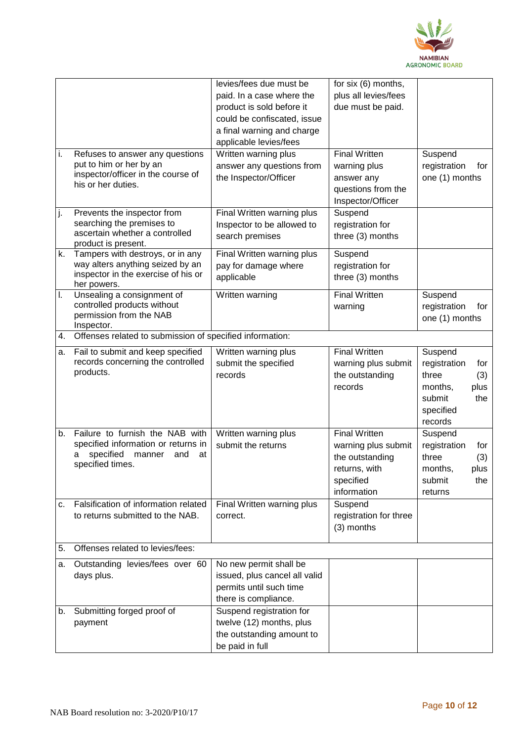| | | | | |
|---|---|---|---|---|
| | | levies/fees due must be paid. In a case where the product is sold before it could be confiscated, issue a final warning and charge applicable levies/fees | for six (6) months, plus all levies/fees due must be paid. | |
| i. | Refuses to answer any questions put to him or her by an inspector/officer in the course of his or her duties. | Written warning plus answer any questions from the Inspector/Officer | Final Written warning plus answer any questions from the Inspector/Officer | Suspend registration for one (1) months |
| j. | Prevents the inspector from searching the premises to ascertain whether a controlled product is present. | Final Written warning plus Inspector to be allowed to search premises | Suspend registration for three (3) months | |
| k. | Tampers with destroys, or in any way alters anything seized by an inspector in the exercise of his or her powers. | Final Written warning plus pay for damage where applicable | Suspend registration for three (3) months | |
| l. | Unsealing a consignment of controlled products without permission from the NAB Inspector. | Written warning | Final Written warning | Suspend registration for one (1) months |
| 4. | Offenses related to submission of specified information: | | | |
| a. | Fail to submit and keep specified records concerning the controlled products. | Written warning plus submit the specified records | Final Written warning plus submit the outstanding records | Suspend registration for three (3) months, plus submit the specified records |
| b. | Failure to furnish the NAB with specified information or returns in a specified manner and at specified times. | Written warning plus submit the returns | Final Written warning plus submit the outstanding returns, with specified information | Suspend registration for three (3) months, plus submit the returns |
| c. | Falsification of information related to returns submitted to the NAB. | Final Written warning plus correct. | Suspend registration for three (3) months | |
| 5. | Offenses related to levies/fees: | | | |
| a. | Outstanding levies/fees over 60 days plus. | No new permit shall be issued, plus cancel all valid permits until such time there is compliance. | | |
| b. | Submitting forged proof of payment | Suspend registration for twelve (12) months, plus the outstanding amount to be paid in full | | |

NAB Board resolution no: 3-2020/P10/17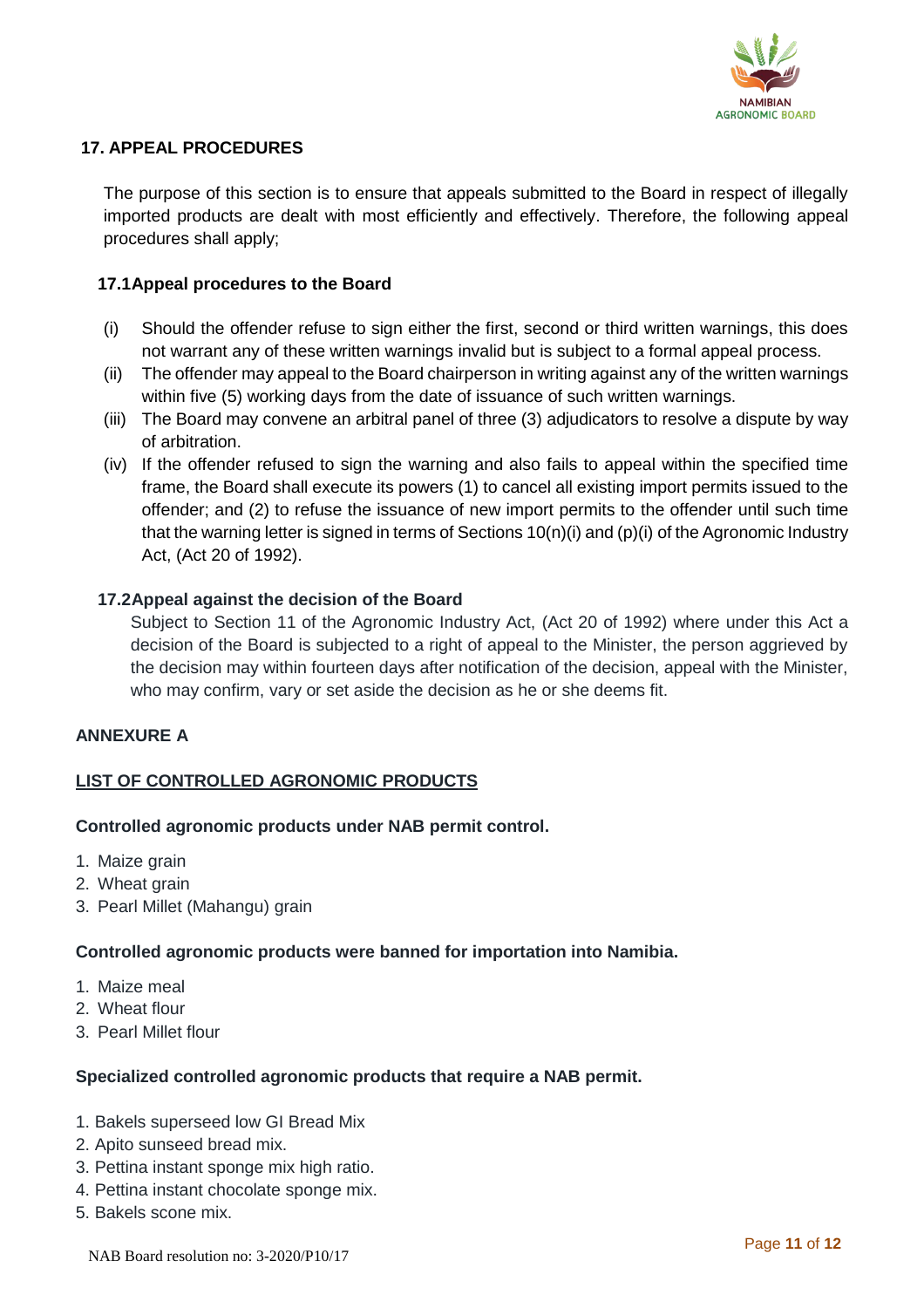## 17. APPEAL PROCEDURES

The purpose of this section is to ensure that appeals submitted to the Board in respect of illegally imported products are dealt with most efficiently and effectively. Therefore, the following appeal procedures shall apply;

### 17.1 Appeal procedures to the Board

(i) Should the offender refuse to sign either the first, second or third written warnings, this does not warrant any of these written warnings invalid but is subject to a formal appeal process.

(ii) The offender may appeal to the Board chairperson in writing against any of the written warnings within five (5) working days from the date of issuance of such written warnings.

(iii) The Board may convene an arbitral panel of three (3) adjudicators to resolve a dispute by way of arbitration.

(iv) If the offender refused to sign the warning and also fails to appeal within the specified time frame, the Board shall execute its powers (1) to cancel all existing import permits issued to the offender; and (2) to refuse the issuance of new import permits to the offender until such time that the warning letter is signed in terms of Sections 10(n)(i) and (p)(i) of the Agronomic Industry Act, (Act 20 of 1992).

### 17.2 Appeal against the decision of the Board

Subject to Section 11 of the Agronomic Industry Act, (Act 20 of 1992) where under this Act a decision of the Board is subjected to a right of appeal to the Minister, the person aggrieved by the decision may within fourteen days after notification of the decision, appeal with the Minister, who may confirm, vary or set aside the decision as he or she deems fit.

## ANNEXURE A

### LIST OF CONTROLLED AGRONOMIC PRODUCTS

**Controlled agronomic products under NAB permit control.**

1. Maize grain
2. Wheat grain
3. Pearl Millet (Mahangu) grain

**Controlled agronomic products were banned for importation into Namibia.**

1. Maize meal
2. Wheat flour
3. Pearl Millet flour

**Specialized controlled agronomic products that require a NAB permit.**

1. Bakels superseed low GI Bread Mix
2. Apito sunseed bread mix.
3. Pettina instant sponge mix high ratio.
4. Pettina instant chocolate sponge mix.
5. Bakels scone mix.

NAB Board resolution no: 3-2020/P10/17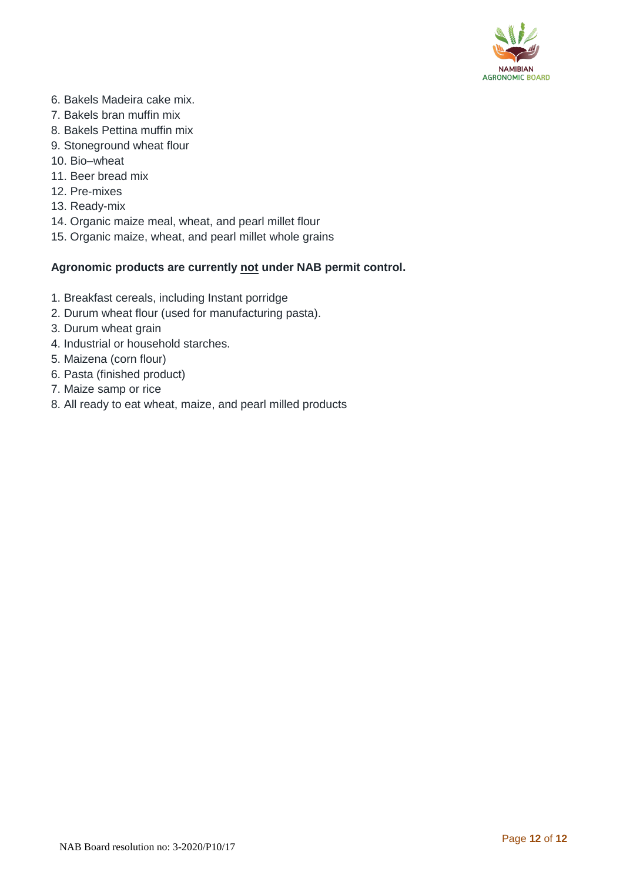6. Bakels Madeira cake mix.
7. Bakels bran muffin mix
8. Bakels Pettina muffin mix
9. Stoneground wheat flour
10. Bio–wheat
11. Beer bread mix
12. Pre-mixes
13. Ready-mix
14. Organic maize meal, wheat, and pearl millet flour
15. Organic maize, wheat, and pearl millet whole grains

**Agronomic products are currently <u>not</u> under NAB permit control.**

1. Breakfast cereals, including Instant porridge
2. Durum wheat flour (used for manufacturing pasta).
3. Durum wheat grain
4. Industrial or household starches.
5. Maizena (corn flour)
6. Pasta (finished product)
7. Maize samp or rice
8. All ready to eat wheat, maize, and pearl milled products